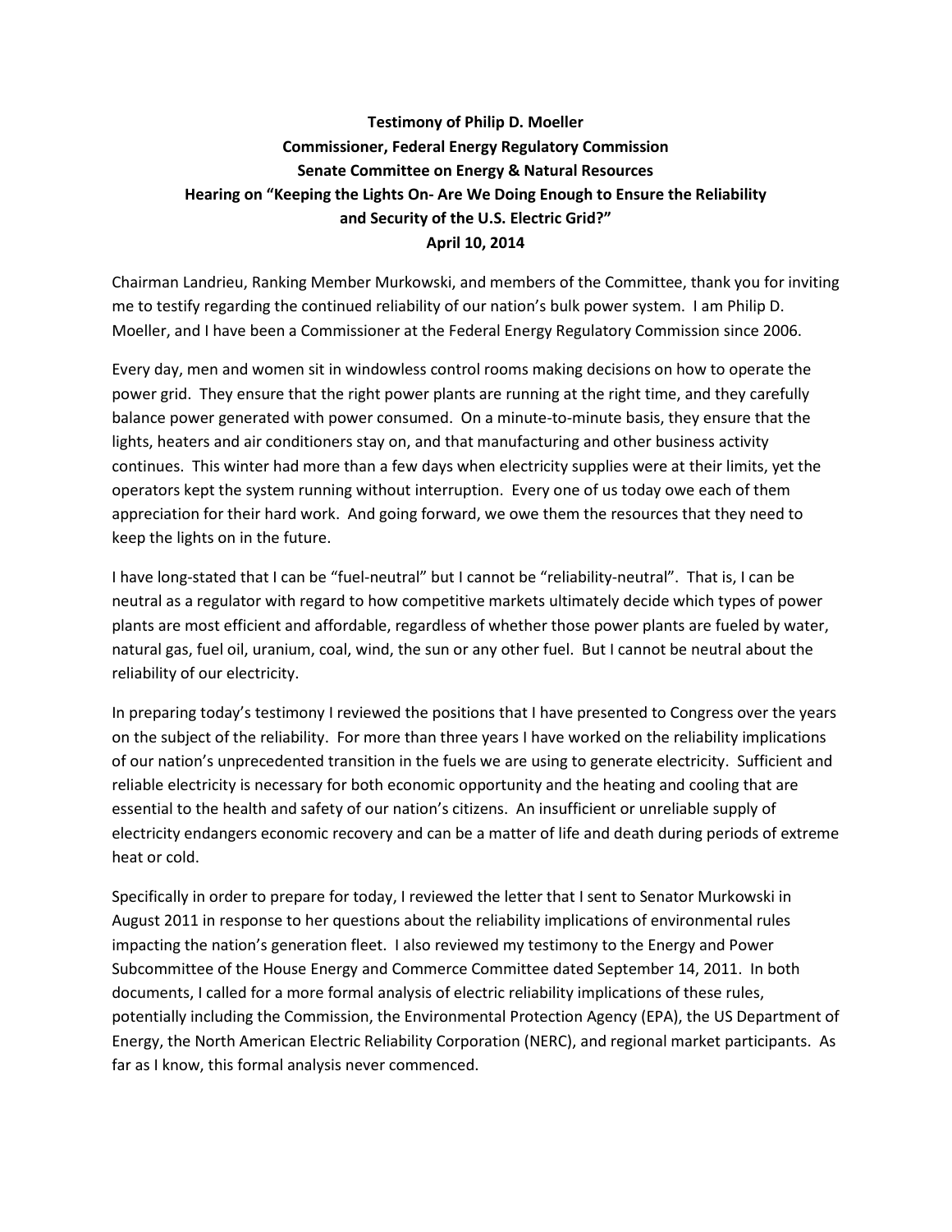**Testimony of Philip D. Moeller**
**Commissioner, Federal Energy Regulatory Commission**
**Senate Committee on Energy & Natural Resources**
**Hearing on "Keeping the Lights On- Are We Doing Enough to Ensure the Reliability and Security of the U.S. Electric Grid?"**
**April 10, 2014**

Chairman Landrieu, Ranking Member Murkowski, and members of the Committee, thank you for inviting me to testify regarding the continued reliability of our nation's bulk power system. I am Philip D. Moeller, and I have been a Commissioner at the Federal Energy Regulatory Commission since 2006.

Every day, men and women sit in windowless control rooms making decisions on how to operate the power grid. They ensure that the right power plants are running at the right time, and they carefully balance power generated with power consumed. On a minute-to-minute basis, they ensure that the lights, heaters and air conditioners stay on, and that manufacturing and other business activity continues. This winter had more than a few days when electricity supplies were at their limits, yet the operators kept the system running without interruption. Every one of us today owe each of them appreciation for their hard work. And going forward, we owe them the resources that they need to keep the lights on in the future.

I have long-stated that I can be "fuel-neutral" but I cannot be "reliability-neutral". That is, I can be neutral as a regulator with regard to how competitive markets ultimately decide which types of power plants are most efficient and affordable, regardless of whether those power plants are fueled by water, natural gas, fuel oil, uranium, coal, wind, the sun or any other fuel. But I cannot be neutral about the reliability of our electricity.

In preparing today's testimony I reviewed the positions that I have presented to Congress over the years on the subject of the reliability. For more than three years I have worked on the reliability implications of our nation's unprecedented transition in the fuels we are using to generate electricity. Sufficient and reliable electricity is necessary for both economic opportunity and the heating and cooling that are essential to the health and safety of our nation's citizens. An insufficient or unreliable supply of electricity endangers economic recovery and can be a matter of life and death during periods of extreme heat or cold.

Specifically in order to prepare for today, I reviewed the letter that I sent to Senator Murkowski in August 2011 in response to her questions about the reliability implications of environmental rules impacting the nation's generation fleet. I also reviewed my testimony to the Energy and Power Subcommittee of the House Energy and Commerce Committee dated September 14, 2011. In both documents, I called for a more formal analysis of electric reliability implications of these rules, potentially including the Commission, the Environmental Protection Agency (EPA), the US Department of Energy, the North American Electric Reliability Corporation (NERC), and regional market participants. As far as I know, this formal analysis never commenced.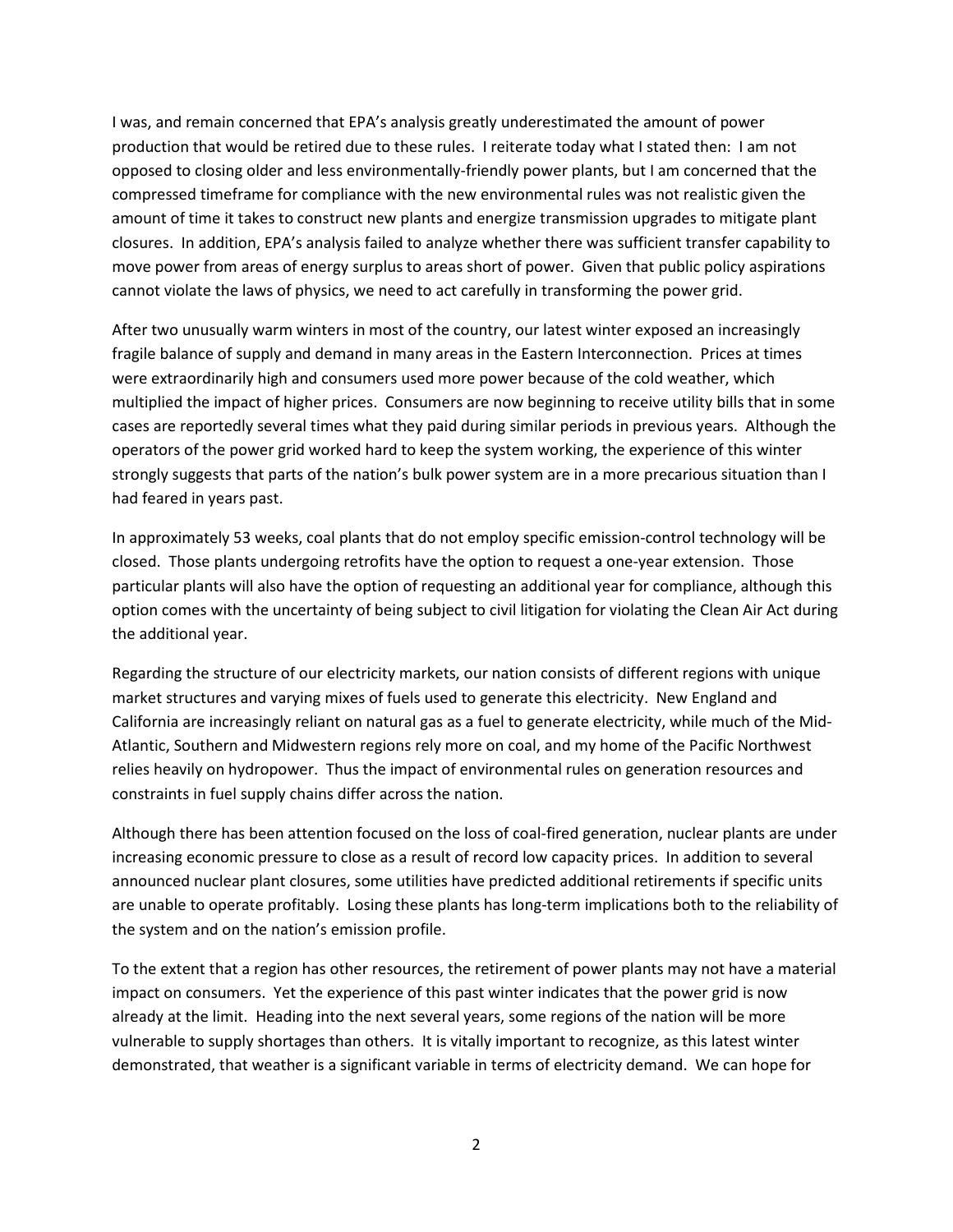I was, and remain concerned that EPA's analysis greatly underestimated the amount of power production that would be retired due to these rules. I reiterate today what I stated then: I am not opposed to closing older and less environmentally-friendly power plants, but I am concerned that the compressed timeframe for compliance with the new environmental rules was not realistic given the amount of time it takes to construct new plants and energize transmission upgrades to mitigate plant closures. In addition, EPA's analysis failed to analyze whether there was sufficient transfer capability to move power from areas of energy surplus to areas short of power. Given that public policy aspirations cannot violate the laws of physics, we need to act carefully in transforming the power grid.

After two unusually warm winters in most of the country, our latest winter exposed an increasingly fragile balance of supply and demand in many areas in the Eastern Interconnection. Prices at times were extraordinarily high and consumers used more power because of the cold weather, which multiplied the impact of higher prices. Consumers are now beginning to receive utility bills that in some cases are reportedly several times what they paid during similar periods in previous years. Although the operators of the power grid worked hard to keep the system working, the experience of this winter strongly suggests that parts of the nation's bulk power system are in a more precarious situation than I had feared in years past.

In approximately 53 weeks, coal plants that do not employ specific emission-control technology will be closed. Those plants undergoing retrofits have the option to request a one-year extension. Those particular plants will also have the option of requesting an additional year for compliance, although this option comes with the uncertainty of being subject to civil litigation for violating the Clean Air Act during the additional year.

Regarding the structure of our electricity markets, our nation consists of different regions with unique market structures and varying mixes of fuels used to generate this electricity. New England and California are increasingly reliant on natural gas as a fuel to generate electricity, while much of the Mid-Atlantic, Southern and Midwestern regions rely more on coal, and my home of the Pacific Northwest relies heavily on hydropower. Thus the impact of environmental rules on generation resources and constraints in fuel supply chains differ across the nation.

Although there has been attention focused on the loss of coal-fired generation, nuclear plants are under increasing economic pressure to close as a result of record low capacity prices. In addition to several announced nuclear plant closures, some utilities have predicted additional retirements if specific units are unable to operate profitably. Losing these plants has long-term implications both to the reliability of the system and on the nation's emission profile.

To the extent that a region has other resources, the retirement of power plants may not have a material impact on consumers. Yet the experience of this past winter indicates that the power grid is now already at the limit. Heading into the next several years, some regions of the nation will be more vulnerable to supply shortages than others. It is vitally important to recognize, as this latest winter demonstrated, that weather is a significant variable in terms of electricity demand. We can hope for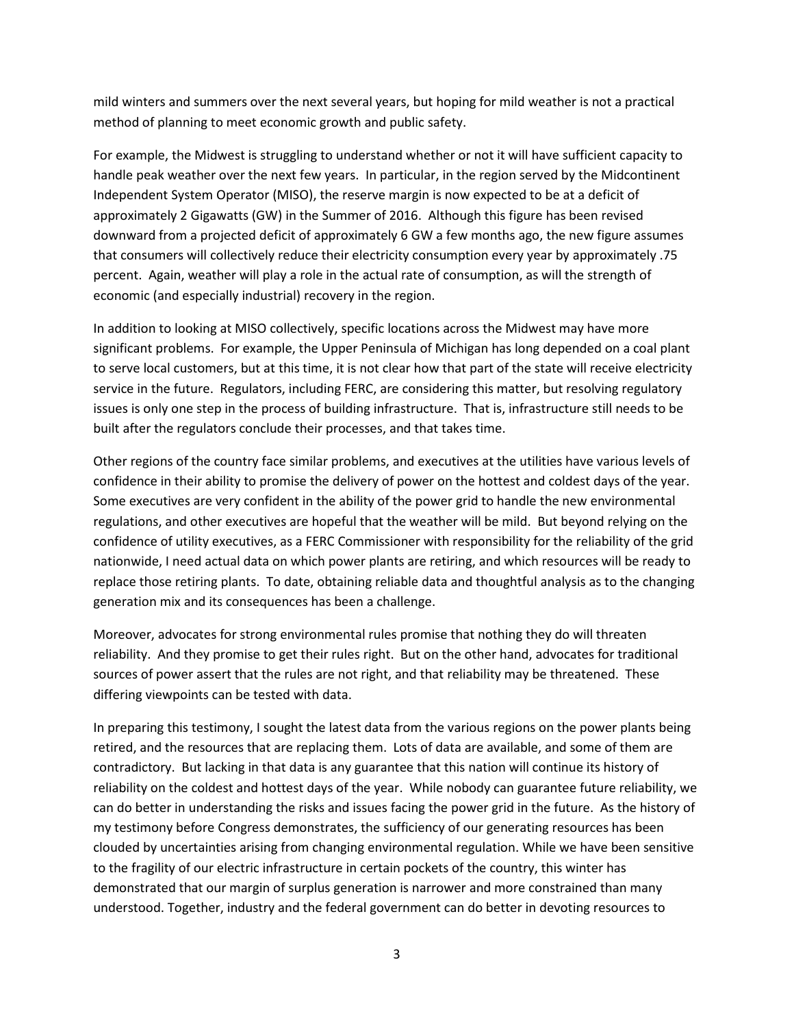mild winters and summers over the next several years, but hoping for mild weather is not a practical method of planning to meet economic growth and public safety.

For example, the Midwest is struggling to understand whether or not it will have sufficient capacity to handle peak weather over the next few years. In particular, in the region served by the Midcontinent Independent System Operator (MISO), the reserve margin is now expected to be at a deficit of approximately 2 Gigawatts (GW) in the Summer of 2016. Although this figure has been revised downward from a projected deficit of approximately 6 GW a few months ago, the new figure assumes that consumers will collectively reduce their electricity consumption every year by approximately .75 percent. Again, weather will play a role in the actual rate of consumption, as will the strength of economic (and especially industrial) recovery in the region.

In addition to looking at MISO collectively, specific locations across the Midwest may have more significant problems. For example, the Upper Peninsula of Michigan has long depended on a coal plant to serve local customers, but at this time, it is not clear how that part of the state will receive electricity service in the future. Regulators, including FERC, are considering this matter, but resolving regulatory issues is only one step in the process of building infrastructure. That is, infrastructure still needs to be built after the regulators conclude their processes, and that takes time.

Other regions of the country face similar problems, and executives at the utilities have various levels of confidence in their ability to promise the delivery of power on the hottest and coldest days of the year. Some executives are very confident in the ability of the power grid to handle the new environmental regulations, and other executives are hopeful that the weather will be mild. But beyond relying on the confidence of utility executives, as a FERC Commissioner with responsibility for the reliability of the grid nationwide, I need actual data on which power plants are retiring, and which resources will be ready to replace those retiring plants. To date, obtaining reliable data and thoughtful analysis as to the changing generation mix and its consequences has been a challenge.

Moreover, advocates for strong environmental rules promise that nothing they do will threaten reliability. And they promise to get their rules right. But on the other hand, advocates for traditional sources of power assert that the rules are not right, and that reliability may be threatened. These differing viewpoints can be tested with data.

In preparing this testimony, I sought the latest data from the various regions on the power plants being retired, and the resources that are replacing them. Lots of data are available, and some of them are contradictory. But lacking in that data is any guarantee that this nation will continue its history of reliability on the coldest and hottest days of the year. While nobody can guarantee future reliability, we can do better in understanding the risks and issues facing the power grid in the future. As the history of my testimony before Congress demonstrates, the sufficiency of our generating resources has been clouded by uncertainties arising from changing environmental regulation. While we have been sensitive to the fragility of our electric infrastructure in certain pockets of the country, this winter has demonstrated that our margin of surplus generation is narrower and more constrained than many understood. Together, industry and the federal government can do better in devoting resources to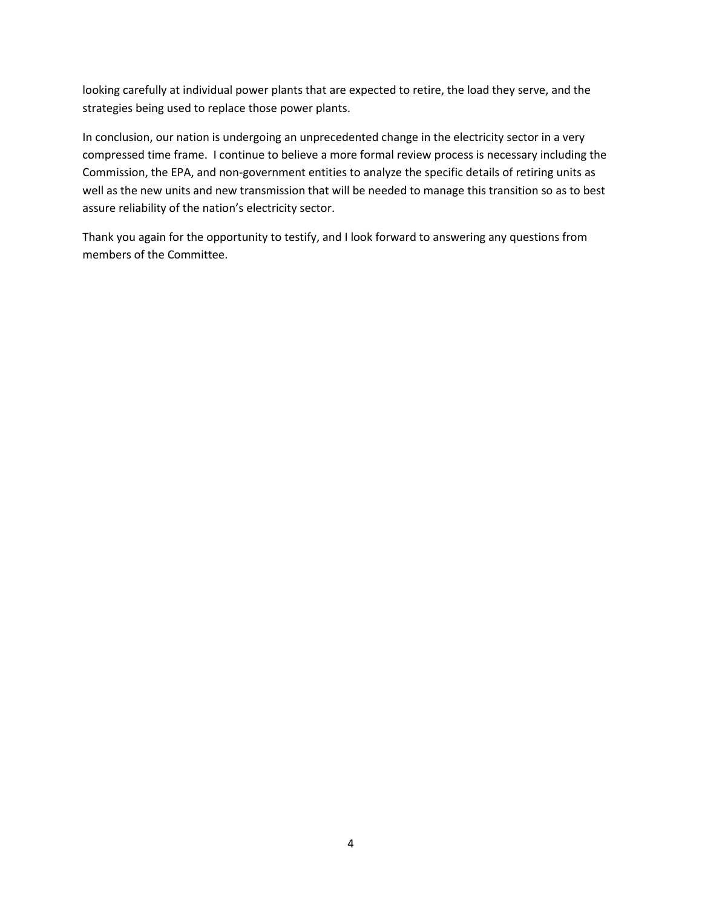looking carefully at individual power plants that are expected to retire, the load they serve, and the strategies being used to replace those power plants.

In conclusion, our nation is undergoing an unprecedented change in the electricity sector in a very compressed time frame. I continue to believe a more formal review process is necessary including the Commission, the EPA, and non-government entities to analyze the specific details of retiring units as well as the new units and new transmission that will be needed to manage this transition so as to best assure reliability of the nation's electricity sector.

Thank you again for the opportunity to testify, and I look forward to answering any questions from members of the Committee.